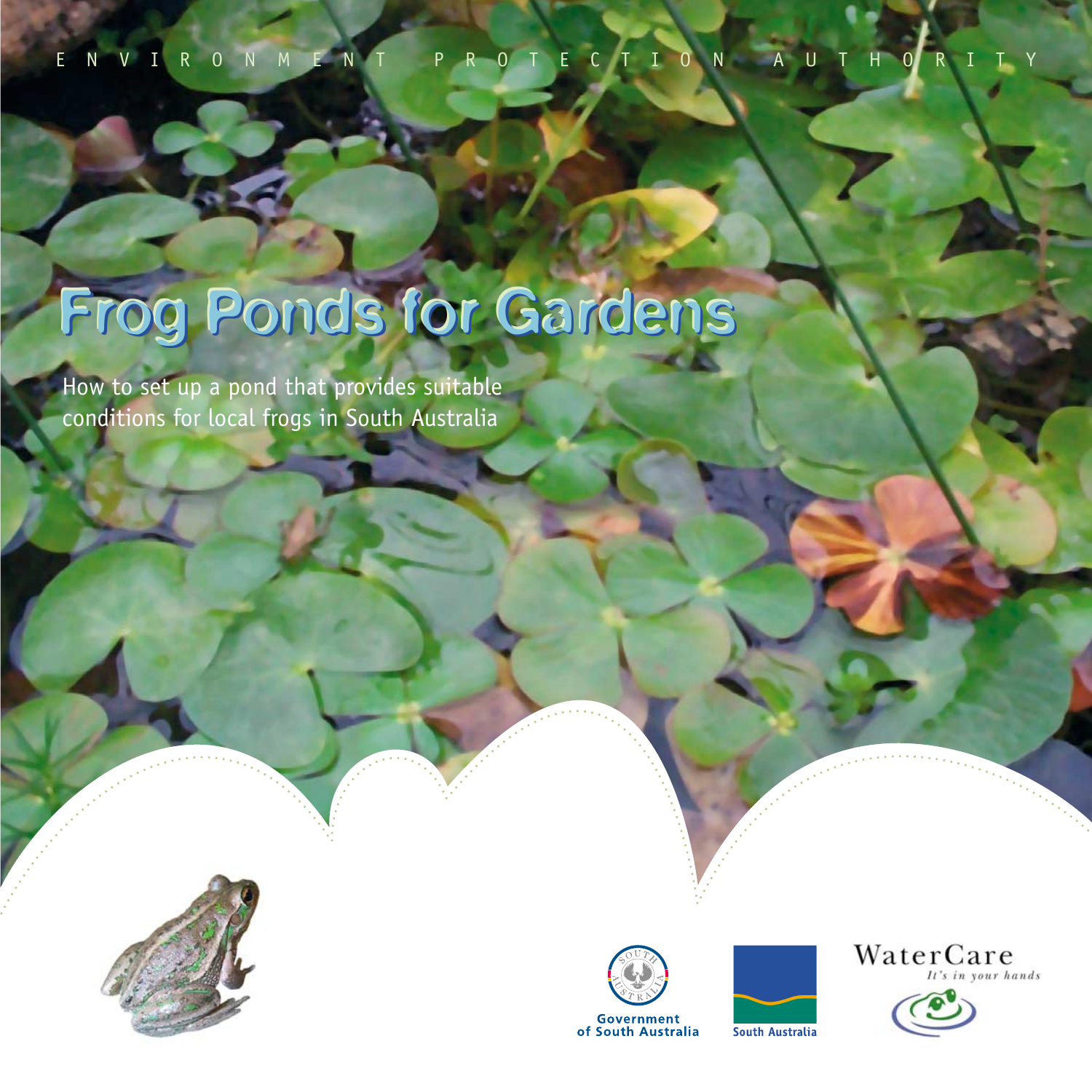ENVIRONMENT PROTECTION AUTHORITY

# Frog Ponds for Gardens

How to set up a pond that provides suitable conditions for local frogs in South Australia

Government of South Australia

South Australia

WaterCare
*It's in your hands*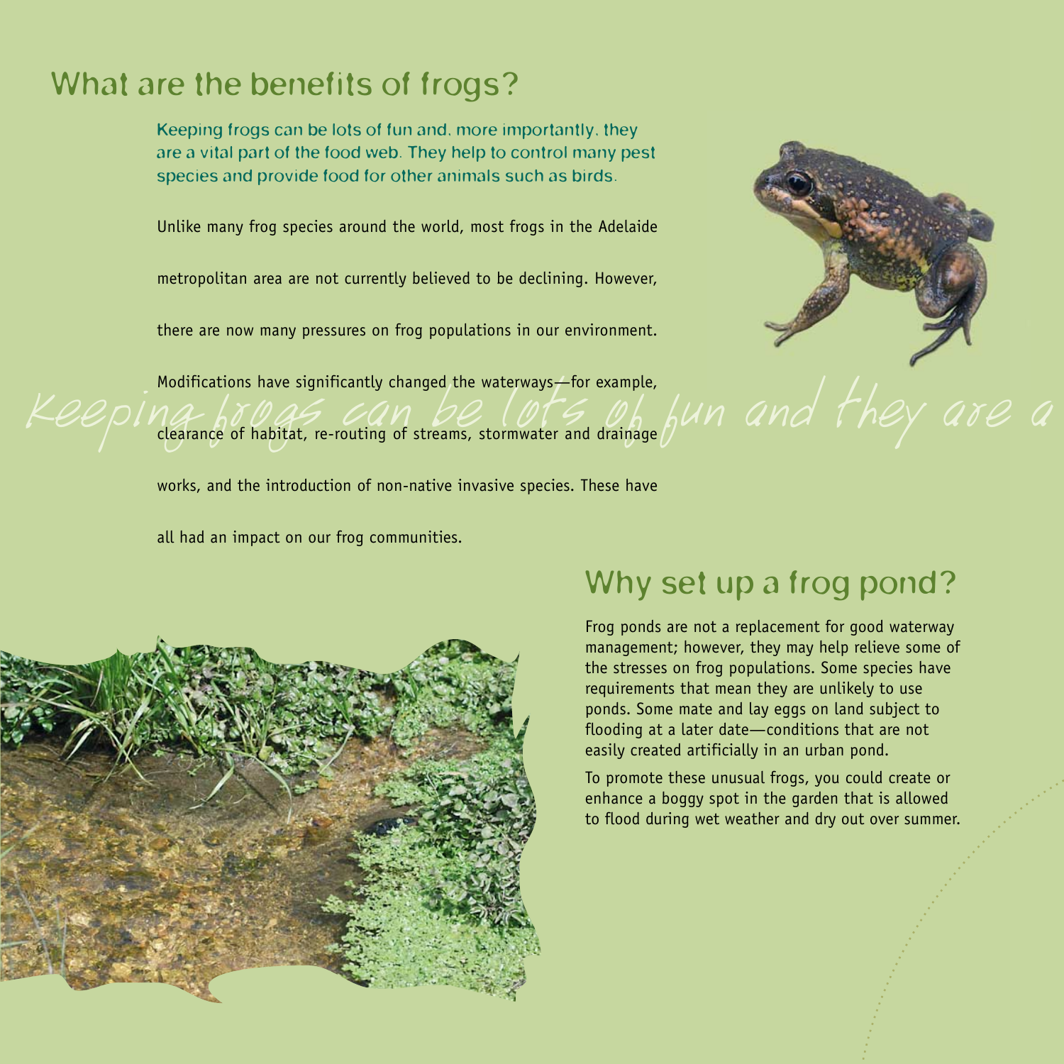## What are the benefits of frogs?

Keeping frogs can be lots of fun and, more importantly, they are a vital part of the food web. They help to control many pest species and provide food for other animals such as birds.

Unlike many frog species around the world, most frogs in the Adelaide metropolitan area are not currently believed to be declining. However, there are now many pressures on frog populations in our environment. Modifications have significantly changed the waterways—for example, clearance of habitat, re-routing of streams, stormwater and drainage works, and the introduction of non-native invasive species. These have all had an impact on our frog communities.

## Why set up a frog pond?

Frog ponds are not a replacement for good waterway management; however, they may help relieve some of the stresses on frog populations. Some species have requirements that mean they are unlikely to use ponds. Some mate and lay eggs on land subject to flooding at a later date—conditions that are not easily created artificially in an urban pond.

To promote these unusual frogs, you could create or enhance a boggy spot in the garden that is allowed to flood during wet weather and dry out over summer.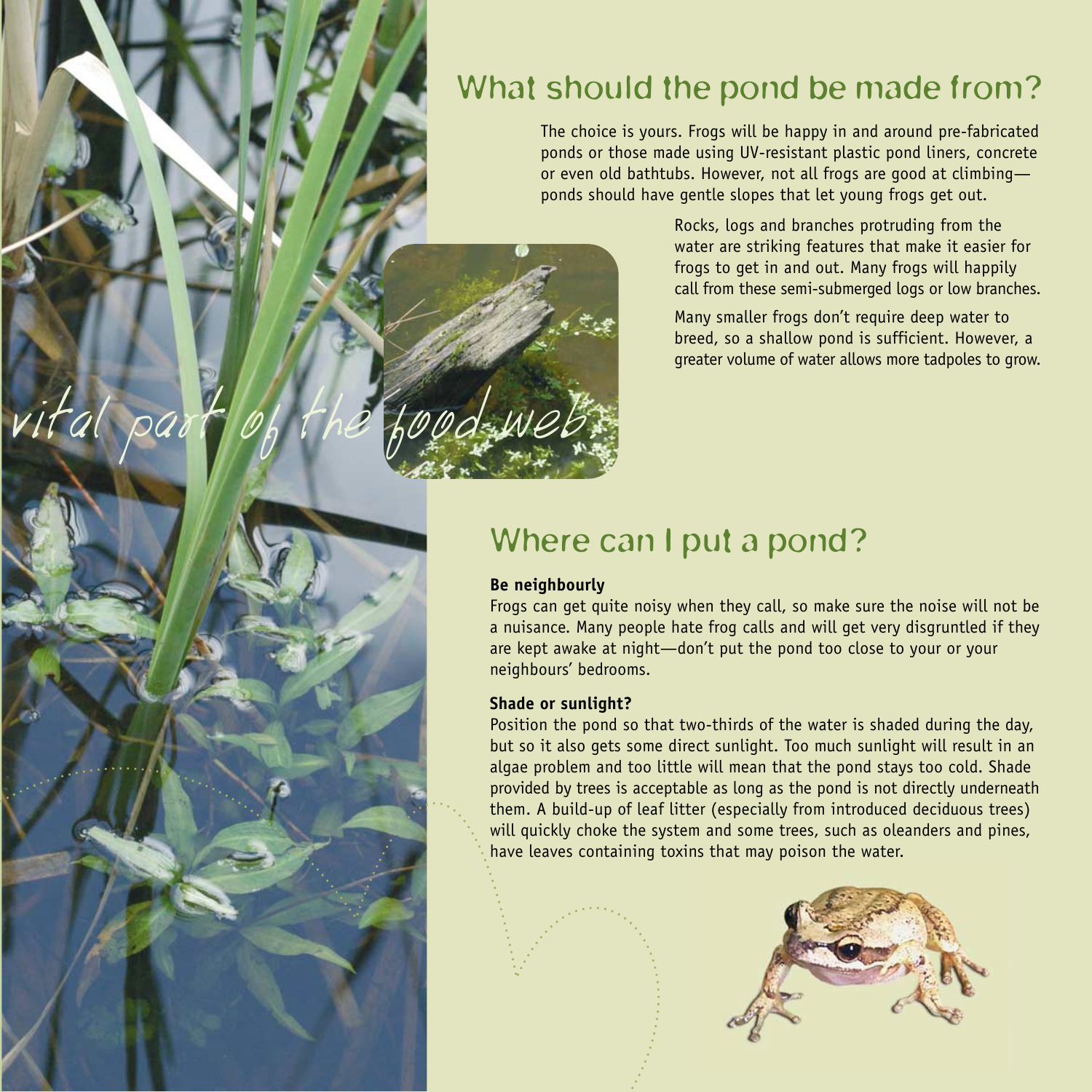*vital part of the food web*

## What should the pond be made from?

The choice is yours. Frogs will be happy in and around pre-fabricated ponds or those made using UV-resistant plastic pond liners, concrete or even old bathtubs. However, not all frogs are good at climbing—ponds should have gentle slopes that let young frogs get out.

Rocks, logs and branches protruding from the water are striking features that make it easier for frogs to get in and out. Many frogs will happily call from these semi-submerged logs or low branches.

Many smaller frogs don't require deep water to breed, so a shallow pond is sufficient. However, a greater volume of water allows more tadpoles to grow.

## Where can I put a pond?

**Be neighbourly**

Frogs can get quite noisy when they call, so make sure the noise will not be a nuisance. Many people hate frog calls and will get very disgruntled if they are kept awake at night—don't put the pond too close to your or your neighbours' bedrooms.

**Shade or sunlight?**

Position the pond so that two-thirds of the water is shaded during the day, but so it also gets some direct sunlight. Too much sunlight will result in an algae problem and too little will mean that the pond stays too cold. Shade provided by trees is acceptable as long as the pond is not directly underneath them. A build-up of leaf litter (especially from introduced deciduous trees) will quickly choke the system and some trees, such as oleanders and pines, have leaves containing toxins that may poison the water.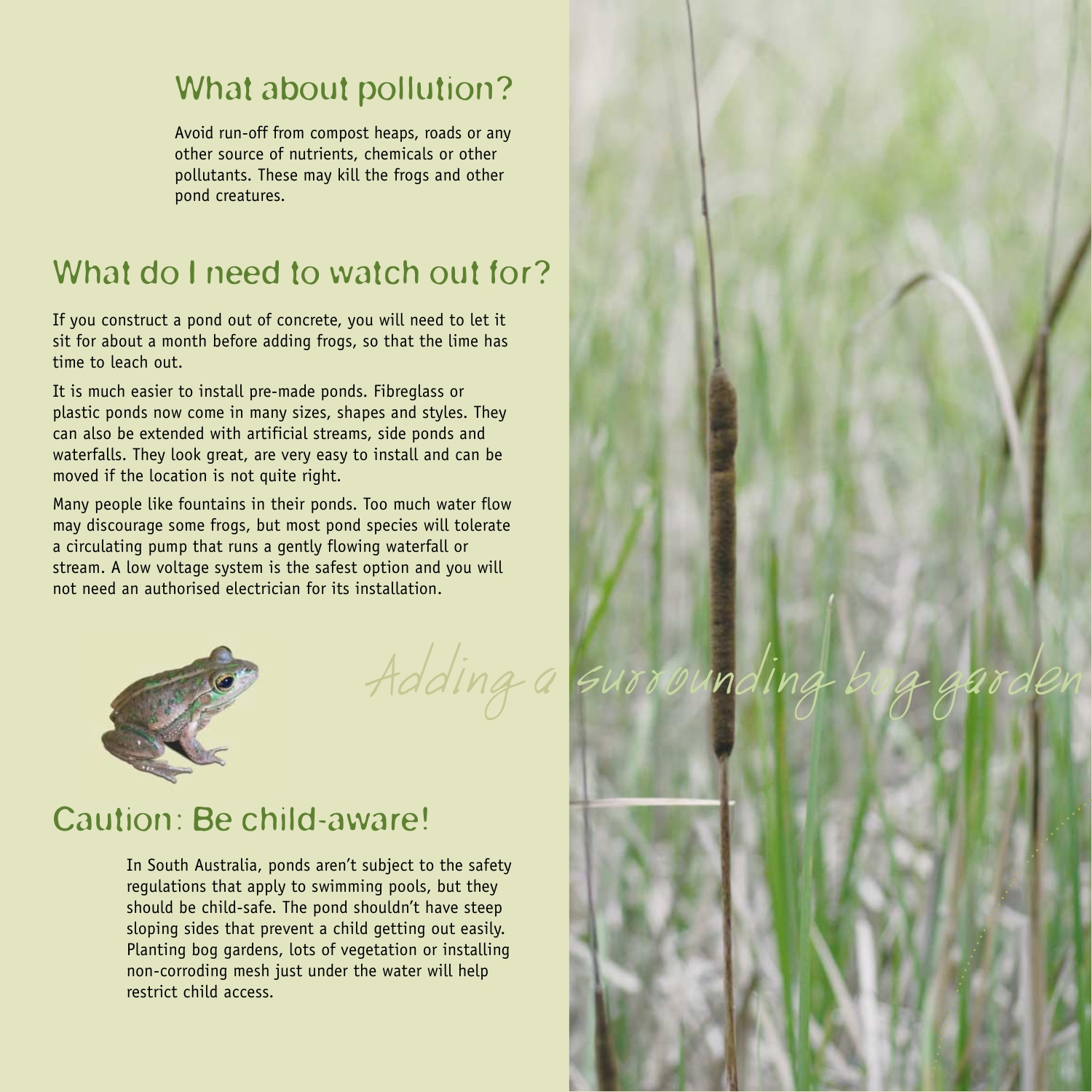## What about pollution?

Avoid run-off from compost heaps, roads or any other source of nutrients, chemicals or other pollutants. These may kill the frogs and other pond creatures.

## What do I need to watch out for?

If you construct a pond out of concrete, you will need to let it sit for about a month before adding frogs, so that the lime has time to leach out.

It is much easier to install pre-made ponds. Fibreglass or plastic ponds now come in many sizes, shapes and styles. They can also be extended with artificial streams, side ponds and waterfalls. They look great, are very easy to install and can be moved if the location is not quite right.

Many people like fountains in their ponds. Too much water flow may discourage some frogs, but most pond species will tolerate a circulating pump that runs a gently flowing waterfall or stream. A low voltage system is the safest option and you will not need an authorised electrician for its installation.

*Adding a surrounding bog garden*

## Caution: Be child-aware!

In South Australia, ponds aren't subject to the safety regulations that apply to swimming pools, but they should be child-safe. The pond shouldn't have steep sloping sides that prevent a child getting out easily. Planting bog gardens, lots of vegetation or installing non-corroding mesh just under the water will help restrict child access.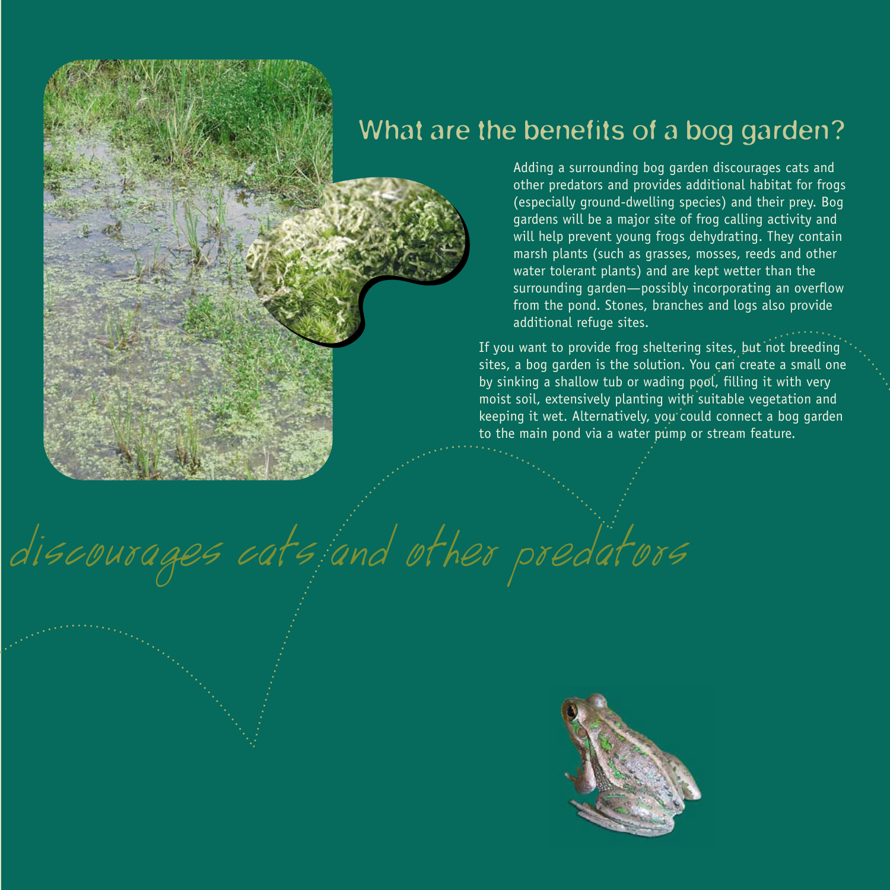## What are the benefits of a bog garden?

Adding a surrounding bog garden discourages cats and other predators and provides additional habitat for frogs (especially ground-dwelling species) and their prey. Bog gardens will be a major site of frog calling activity and will help prevent young frogs dehydrating. They contain marsh plants (such as grasses, mosses, reeds and other water tolerant plants) and are kept wetter than the surrounding garden—possibly incorporating an overflow from the pond. Stones, branches and logs also provide additional refuge sites.

If you want to provide frog sheltering sites, but not breeding sites, a bog garden is the solution. You can create a small one by sinking a shallow tub or wading pool, filling it with very moist soil, extensively planting with suitable vegetation and keeping it wet. Alternatively, you could connect a bog garden to the main pond via a water pump or stream feature.

*discourages cats and other predators*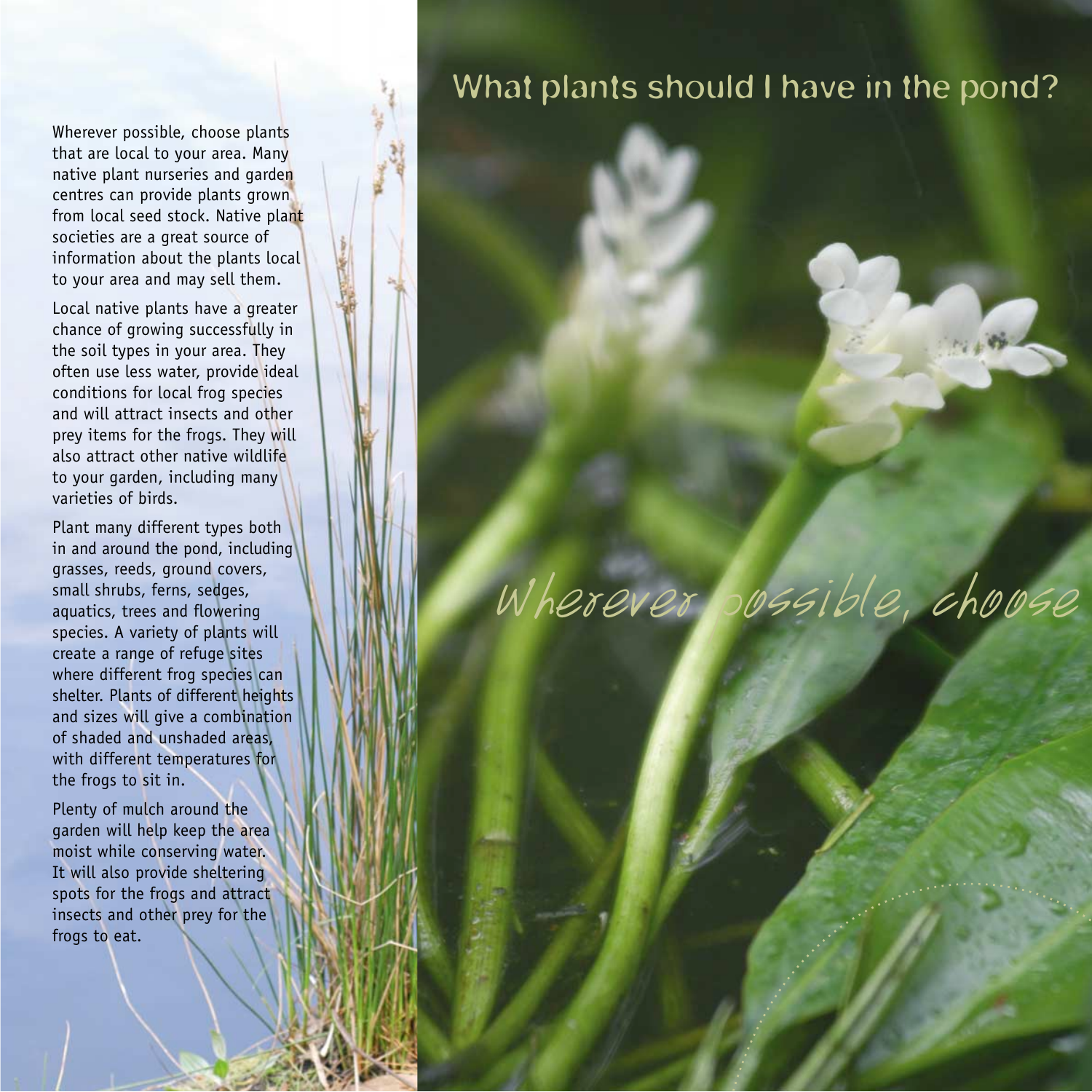# What plants should I have in the pond?

Wherever possible, choose plants that are local to your area. Many native plant nurseries and garden centres can provide plants grown from local seed stock. Native plant societies are a great source of information about the plants local to your area and may sell them.

Local native plants have a greater chance of growing successfully in the soil types in your area. They often use less water, provide ideal conditions for local frog species and will attract insects and other prey items for the frogs. They will also attract other native wildlife to your garden, including many varieties of birds.

Plant many different types both in and around the pond, including grasses, reeds, ground covers, small shrubs, ferns, sedges, aquatics, trees and flowering species. A variety of plants will create a range of refuge sites where different frog species can shelter. Plants of different heights and sizes will give a combination of shaded and unshaded areas, with different temperatures for the frogs to sit in.

Plenty of mulch around the garden will help keep the area moist while conserving water. It will also provide sheltering spots for the frogs and attract insects and other prey for the frogs to eat.

*Wherever possible, choose*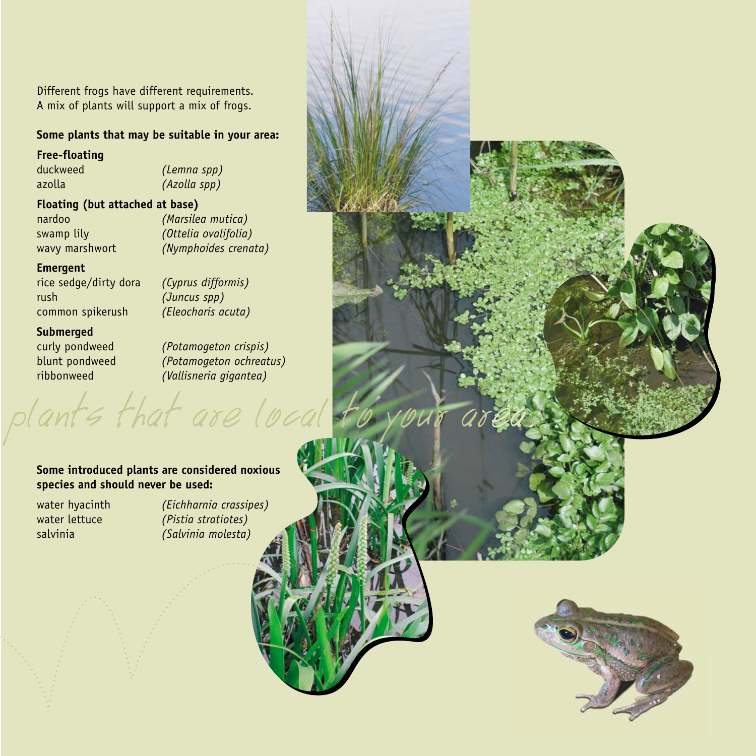Different frogs have different requirements.
A mix of plants will support a mix of frogs.

**Some plants that may be suitable in your area:**

**Free-floating**

| | |
|---|---|
| duckweed | *(Lemna spp)* |
| azolla | *(Azolla spp)* |

**Floating (but attached at base)**

| | |
|---|---|
| nardoo | *(Marsilea mutica)* |
| swamp lily | *(Ottelia ovalifolia)* |
| wavy marshwort | *(Nymphoides crenata)* |

**Emergent**

| | |
|---|---|
| rice sedge/dirty dora | *(Cyprus difformis)* |
| rush | *(Juncus spp)* |
| common spikerush | *(Eleocharis acuta)* |

**Submerged**

| | |
|---|---|
| curly pondweed | *(Potamogeton crispis)* |
| blunt pondweed | *(Potamogeton ochreatus)* |
| ribbonweed | *(Vallisneria gigantea)* |

*plants that are local to your area.*

**Some introduced plants are considered noxious species and should never be used:**

| | |
|---|---|
| water hyacinth | *(Eichharnia crassipes)* |
| water lettuce | *(Pistia stratiotes)* |
| salvinia | *(Salvinia molesta)* |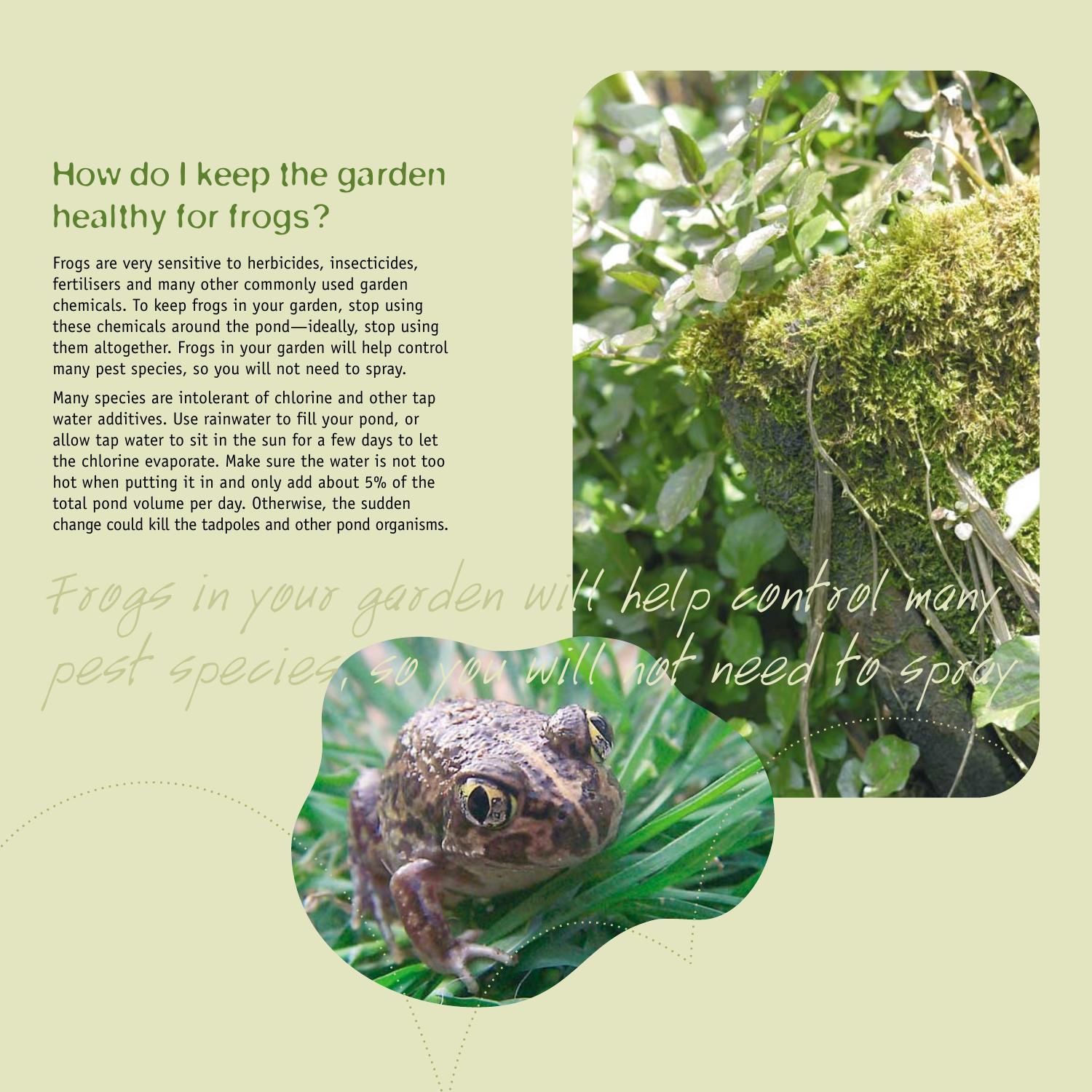## How do I keep the garden healthy for frogs?

Frogs are very sensitive to herbicides, insecticides, fertilisers and many other commonly used garden chemicals. To keep frogs in your garden, stop using these chemicals around the pond—ideally, stop using them altogether. Frogs in your garden will help control many pest species, so you will not need to spray.

Many species are intolerant of chlorine and other tap water additives. Use rainwater to fill your pond, or allow tap water to sit in the sun for a few days to let the chlorine evaporate. Make sure the water is not too hot when putting it in and only add about 5% of the total pond volume per day. Otherwise, the sudden change could kill the tadpoles and other pond organisms.

*Frogs in your garden will help control many pest species, so you will not need to spray*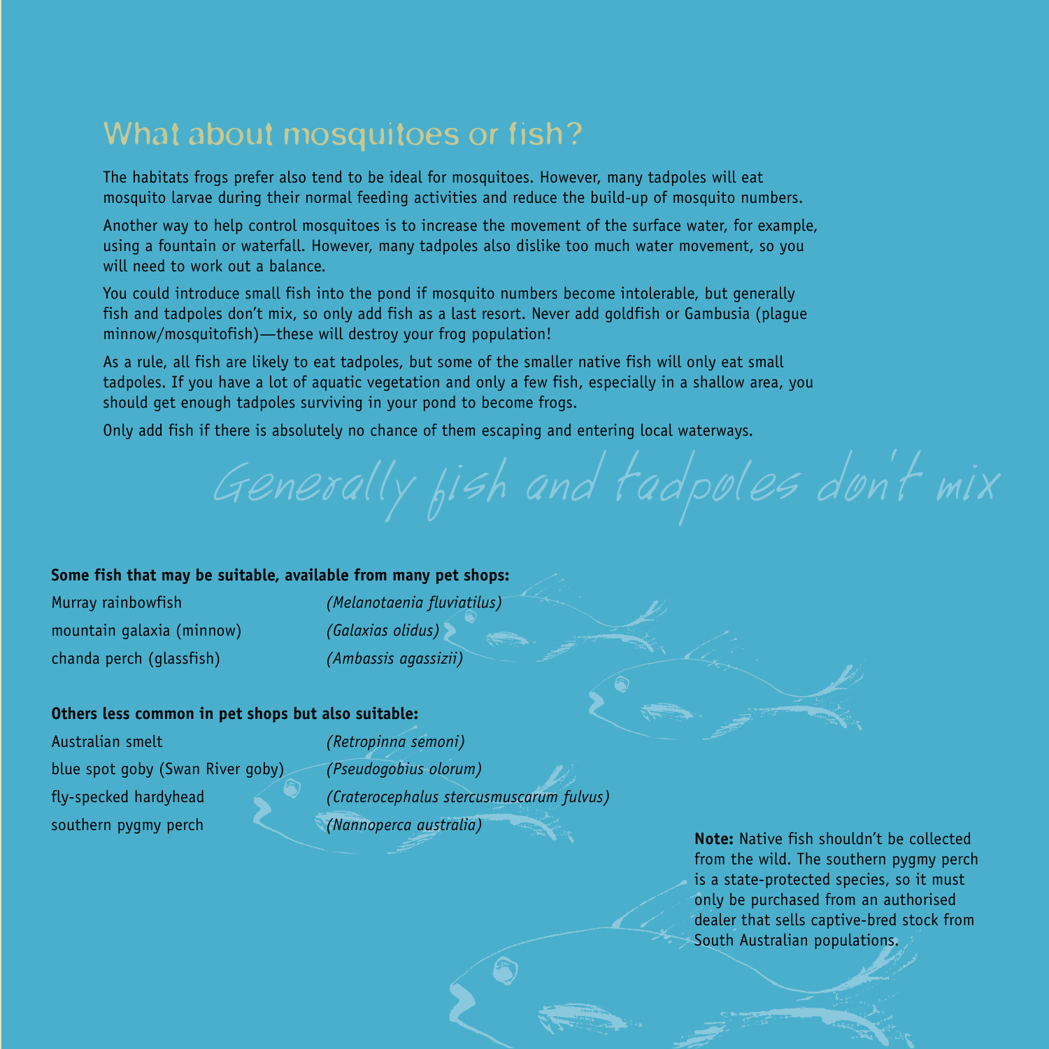## What about mosquitoes or fish?

The habitats frogs prefer also tend to be ideal for mosquitoes. However, many tadpoles will eat mosquito larvae during their normal feeding activities and reduce the build-up of mosquito numbers.

Another way to help control mosquitoes is to increase the movement of the surface water, for example, using a fountain or waterfall. However, many tadpoles also dislike too much water movement, so you will need to work out a balance.

You could introduce small fish into the pond if mosquito numbers become intolerable, but generally fish and tadpoles don't mix, so only add fish as a last resort. Never add goldfish or Gambusia (plague minnow/mosquitofish)—these will destroy your frog population!

As a rule, all fish are likely to eat tadpoles, but some of the smaller native fish will only eat small tadpoles. If you have a lot of aquatic vegetation and only a few fish, especially in a shallow area, you should get enough tadpoles surviving in your pond to become frogs.

Only add fish if there is absolutely no chance of them escaping and entering local waterways.

*Generally fish and tadpoles don't mix*

**Some fish that may be suitable, available from many pet shops:**

| | |
|---|---|
| Murray rainbowfish | *(Melanotaenia fluviatilus)* |
| mountain galaxia (minnow) | *(Galaxias olidus)* |
| chanda perch (glassfish) | *(Ambassis agassizii)* |

**Others less common in pet shops but also suitable:**

| | |
|---|---|
| Australian smelt | *(Retropinna semoni)* |
| blue spot goby (Swan River goby) | *(Pseudogobius olorum)* |
| fly-specked hardyhead | *(Craterocephalus stercusmuscarum fulvus)* |
| southern pygmy perch | *(Nannoperca australia)* |

**Note:** Native fish shouldn't be collected from the wild. The southern pygmy perch is a state-protected species, so it must only be purchased from an authorised dealer that sells captive-bred stock from South Australian populations.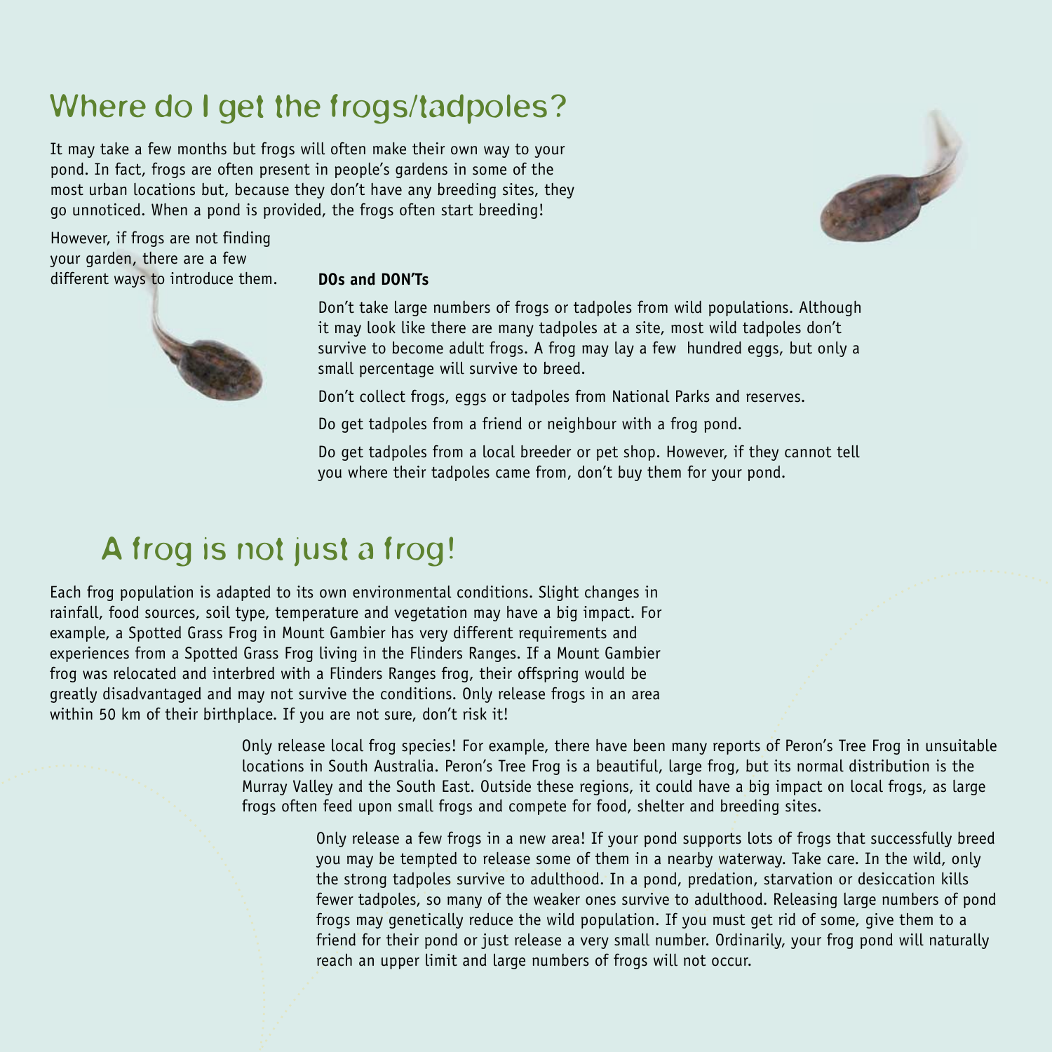## Where do I get the frogs/tadpoles?

It may take a few months but frogs will often make their own way to your pond. In fact, frogs are often present in people's gardens in some of the most urban locations but, because they don't have any breeding sites, they go unnoticed. When a pond is provided, the frogs often start breeding!

However, if frogs are not finding your garden, there are a few different ways to introduce them.

**DOs and DON'Ts**

Don't take large numbers of frogs or tadpoles from wild populations. Although it may look like there are many tadpoles at a site, most wild tadpoles don't survive to become adult frogs. A frog may lay a few hundred eggs, but only a small percentage will survive to breed.

Don't collect frogs, eggs or tadpoles from National Parks and reserves.

Do get tadpoles from a friend or neighbour with a frog pond.

Do get tadpoles from a local breeder or pet shop. However, if they cannot tell you where their tadpoles came from, don't buy them for your pond.

## A frog is not just a frog!

Each frog population is adapted to its own environmental conditions. Slight changes in rainfall, food sources, soil type, temperature and vegetation may have a big impact. For example, a Spotted Grass Frog in Mount Gambier has very different requirements and experiences from a Spotted Grass Frog living in the Flinders Ranges. If a Mount Gambier frog was relocated and interbred with a Flinders Ranges frog, their offspring would be greatly disadvantaged and may not survive the conditions. Only release frogs in an area within 50 km of their birthplace. If you are not sure, don't risk it!

Only release local frog species! For example, there have been many reports of Peron's Tree Frog in unsuitable locations in South Australia. Peron's Tree Frog is a beautiful, large frog, but its normal distribution is the Murray Valley and the South East. Outside these regions, it could have a big impact on local frogs, as large frogs often feed upon small frogs and compete for food, shelter and breeding sites.

Only release a few frogs in a new area! If your pond supports lots of frogs that successfully breed you may be tempted to release some of them in a nearby waterway. Take care. In the wild, only the strong tadpoles survive to adulthood. In a pond, predation, starvation or desiccation kills fewer tadpoles, so many of the weaker ones survive to adulthood. Releasing large numbers of pond frogs may genetically reduce the wild population. If you must get rid of some, give them to a friend for their pond or just release a very small number. Ordinarily, your frog pond will naturally reach an upper limit and large numbers of frogs will not occur.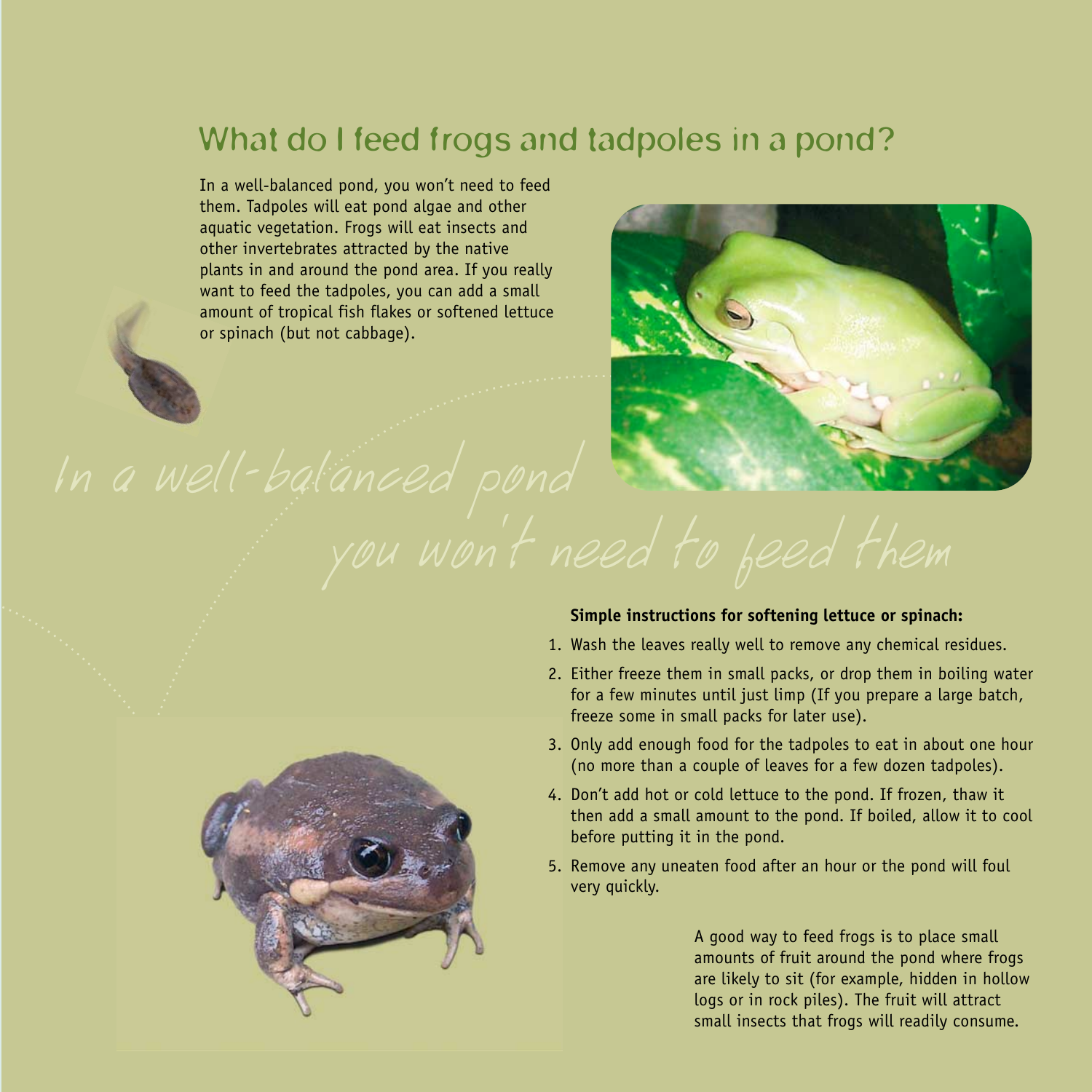## What do I feed frogs and tadpoles in a pond?

In a well-balanced pond, you won't need to feed them. Tadpoles will eat pond algae and other aquatic vegetation. Frogs will eat insects and other invertebrates attracted by the native plants in and around the pond area. If you really want to feed the tadpoles, you can add a small amount of tropical fish flakes or softened lettuce or spinach (but not cabbage).

*In a well-balanced pond you won't need to feed them*

**Simple instructions for softening lettuce or spinach:**

1. Wash the leaves really well to remove any chemical residues.
2. Either freeze them in small packs, or drop them in boiling water for a few minutes until just limp (If you prepare a large batch, freeze some in small packs for later use).
3. Only add enough food for the tadpoles to eat in about one hour (no more than a couple of leaves for a few dozen tadpoles).
4. Don't add hot or cold lettuce to the pond. If frozen, thaw it then add a small amount to the pond. If boiled, allow it to cool before putting it in the pond.
5. Remove any uneaten food after an hour or the pond will foul very quickly.

A good way to feed frogs is to place small amounts of fruit around the pond where frogs are likely to sit (for example, hidden in hollow logs or in rock piles). The fruit will attract small insects that frogs will readily consume.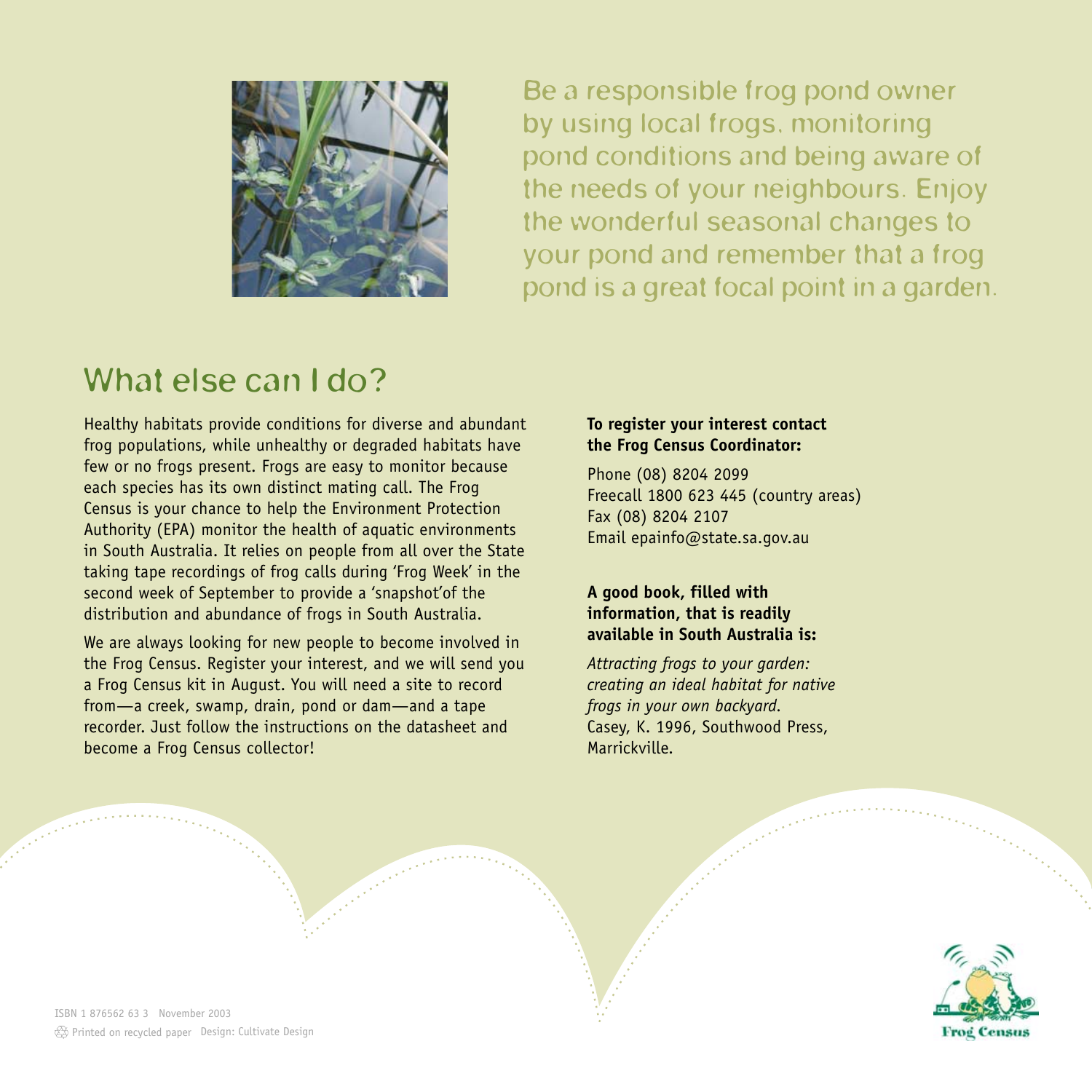Be a responsible frog pond owner by using local frogs, monitoring pond conditions and being aware of the needs of your neighbours. Enjoy the wonderful seasonal changes to your pond and remember that a frog pond is a great focal point in a garden.

## What else can I do?

Healthy habitats provide conditions for diverse and abundant frog populations, while unhealthy or degraded habitats have few or no frogs present. Frogs are easy to monitor because each species has its own distinct mating call. The Frog Census is your chance to help the Environment Protection Authority (EPA) monitor the health of aquatic environments in South Australia. It relies on people from all over the State taking tape recordings of frog calls during 'Frog Week' in the second week of September to provide a 'snapshot'of the distribution and abundance of frogs in South Australia.

We are always looking for new people to become involved in the Frog Census. Register your interest, and we will send you a Frog Census kit in August. You will need a site to record from—a creek, swamp, drain, pond or dam—and a tape recorder. Just follow the instructions on the datasheet and become a Frog Census collector!

**To register your interest contact the Frog Census Coordinator:**

Phone (08) 8204 2099
Freecall 1800 623 445 (country areas)
Fax (08) 8204 2107
Email epainfo@state.sa.gov.au

**A good book, filled with information, that is readily available in South Australia is:**

*Attracting frogs to your garden: creating an ideal habitat for native frogs in your own backyard*. Casey, K. 1996, Southwood Press, Marrickville.

ISBN 1 876562 63 3 November 2003
Printed on recycled paper Design: Cultivate Design

Frog Census